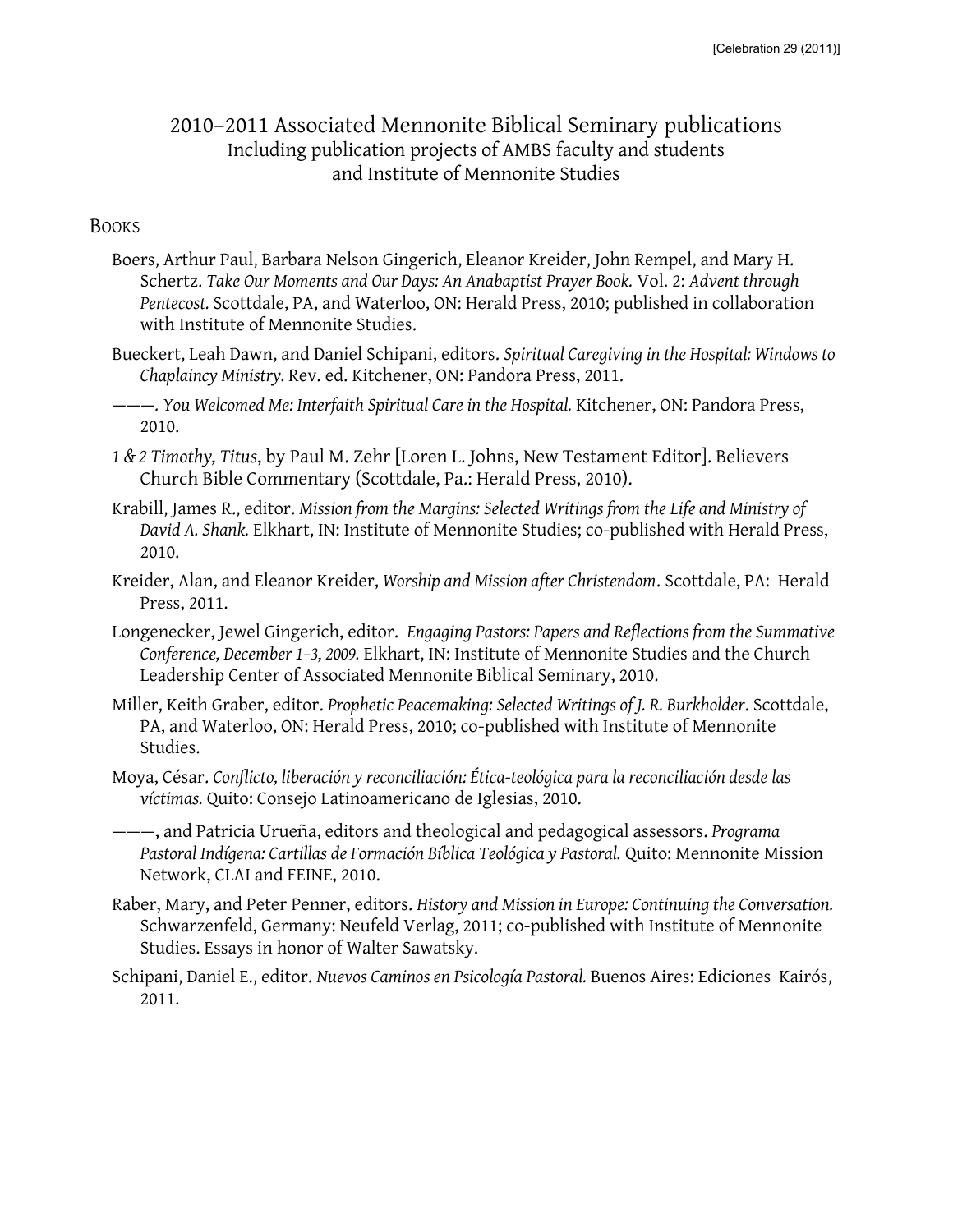# 2010–2011 Associated Mennonite Biblical Seminary publications

Including publication projects of AMBS faculty and students
and Institute of Mennonite Studies

## BOOKS

Boers, Arthur Paul, Barbara Nelson Gingerich, Eleanor Kreider, John Rempel, and Mary H. Schertz. *Take Our Moments and Our Days: An Anabaptist Prayer Book.* Vol. 2: *Advent through Pentecost.* Scottdale, PA, and Waterloo, ON: Herald Press, 2010; published in collaboration with Institute of Mennonite Studies.

Bueckert, Leah Dawn, and Daniel Schipani, editors. *Spiritual Caregiving in the Hospital: Windows to Chaplaincy Ministry.* Rev. ed. Kitchener, ON: Pandora Press, 2011.

———*. You Welcomed Me: Interfaith Spiritual Care in the Hospital.* Kitchener, ON: Pandora Press, 2010.

*1 & 2 Timothy, Titus*, by Paul M. Zehr [Loren L. Johns, New Testament Editor]. Believers Church Bible Commentary (Scottdale, Pa.: Herald Press, 2010).

Krabill, James R., editor. *Mission from the Margins: Selected Writings from the Life and Ministry of David A. Shank.* Elkhart, IN: Institute of Mennonite Studies; co-published with Herald Press, 2010.

Kreider, Alan, and Eleanor Kreider, *Worship and Mission after Christendom.* Scottdale, PA: Herald Press, 2011.

Longenecker, Jewel Gingerich, editor. *Engaging Pastors: Papers and Reflections from the Summative Conference, December 1–3, 2009.* Elkhart, IN: Institute of Mennonite Studies and the Church Leadership Center of Associated Mennonite Biblical Seminary, 2010.

Miller, Keith Graber, editor. *Prophetic Peacemaking: Selected Writings of J. R. Burkholder*. Scottdale, PA, and Waterloo, ON: Herald Press, 2010; co-published with Institute of Mennonite Studies.

Moya, César. *Conflicto, liberación y reconciliación: Ética-teológica para la reconciliación desde las víctimas.* Quito: Consejo Latinoamericano de Iglesias, 2010.

———, and Patricia Urueña, editors and theological and pedagogical assessors. *Programa Pastoral Indígena: Cartillas de Formación Bíblica Teológica y Pastoral.* Quito: Mennonite Mission Network, CLAI and FEINE, 2010.

Raber, Mary, and Peter Penner, editors. *History and Mission in Europe: Continuing the Conversation.* Schwarzenfeld, Germany: Neufeld Verlag, 2011; co-published with Institute of Mennonite Studies. Essays in honor of Walter Sawatsky.

Schipani, Daniel E., editor. *Nuevos Caminos en Psicología Pastoral.* Buenos Aires: Ediciones Kairós, 2011.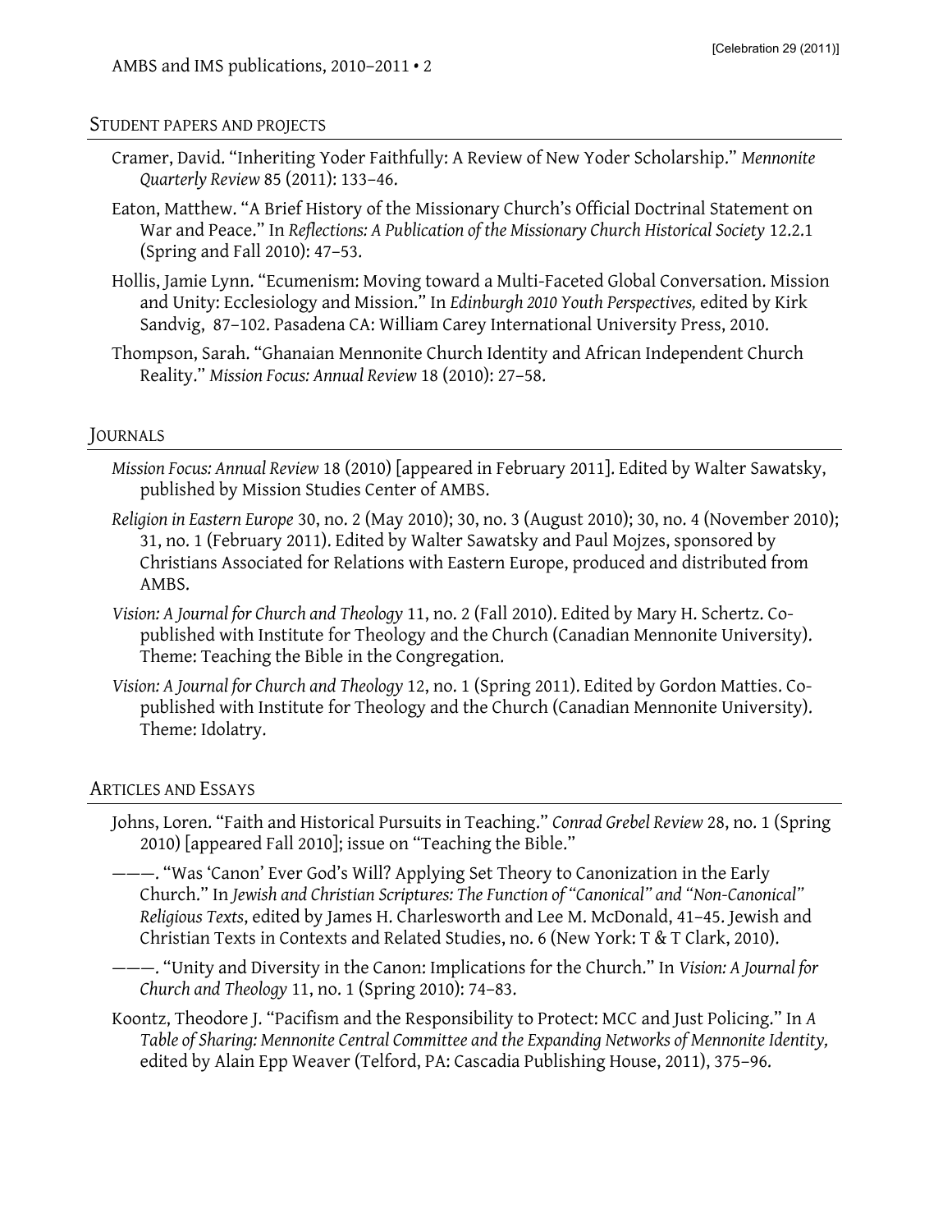## Student papers and projects

Cramer, David. "Inheriting Yoder Faithfully: A Review of New Yoder Scholarship." *Mennonite Quarterly Review* 85 (2011): 133–46.

Eaton, Matthew. "A Brief History of the Missionary Church's Official Doctrinal Statement on War and Peace." In *Reflections: A Publication of the Missionary Church Historical Society* 12.2.1 (Spring and Fall 2010): 47–53.

Hollis, Jamie Lynn. "Ecumenism: Moving toward a Multi-Faceted Global Conversation. Mission and Unity: Ecclesiology and Mission." In *Edinburgh 2010 Youth Perspectives,* edited by Kirk Sandvig, 87–102. Pasadena CA: William Carey International University Press, 2010.

Thompson, Sarah. "Ghanaian Mennonite Church Identity and African Independent Church Reality." *Mission Focus: Annual Review* 18 (2010): 27–58.

## Journals

*Mission Focus: Annual Review* 18 (2010) [appeared in February 2011]. Edited by Walter Sawatsky, published by Mission Studies Center of AMBS.

*Religion in Eastern Europe* 30, no. 2 (May 2010); 30, no. 3 (August 2010); 30, no. 4 (November 2010); 31, no. 1 (February 2011). Edited by Walter Sawatsky and Paul Mojzes, sponsored by Christians Associated for Relations with Eastern Europe, produced and distributed from AMBS.

*Vision: A Journal for Church and Theology* 11, no. 2 (Fall 2010). Edited by Mary H. Schertz. Co-published with Institute for Theology and the Church (Canadian Mennonite University). Theme: Teaching the Bible in the Congregation.

*Vision: A Journal for Church and Theology* 12, no. 1 (Spring 2011). Edited by Gordon Matties. Co-published with Institute for Theology and the Church (Canadian Mennonite University). Theme: Idolatry.

## Articles and Essays

Johns, Loren. "Faith and Historical Pursuits in Teaching." *Conrad Grebel Review* 28, no. 1 (Spring 2010) [appeared Fall 2010]; issue on "Teaching the Bible."

———. "Was 'Canon' Ever God's Will? Applying Set Theory to Canonization in the Early Church." In *Jewish and Christian Scriptures: The Function of "Canonical" and "Non-Canonical" Religious Texts*, edited by James H. Charlesworth and Lee M. McDonald, 41–45. Jewish and Christian Texts in Contexts and Related Studies, no. 6 (New York: T & T Clark, 2010).

———. "Unity and Diversity in the Canon: Implications for the Church." In *Vision: A Journal for Church and Theology* 11, no. 1 (Spring 2010): 74–83.

Koontz, Theodore J. "Pacifism and the Responsibility to Protect: MCC and Just Policing." In *A Table of Sharing: Mennonite Central Committee and the Expanding Networks of Mennonite Identity,* edited by Alain Epp Weaver (Telford, PA: Cascadia Publishing House, 2011), 375–96.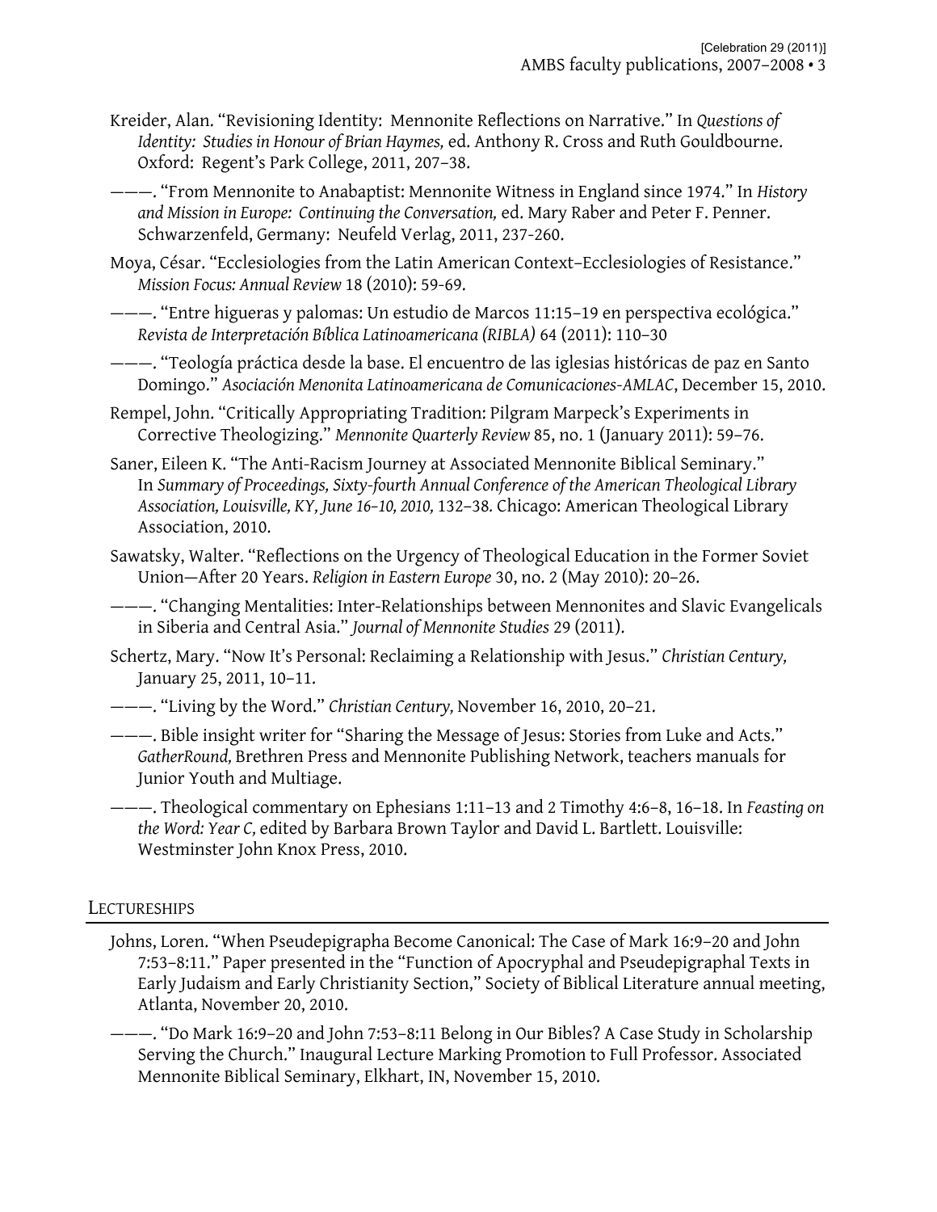Kreider, Alan. "Revisioning Identity: Mennonite Reflections on Narrative." In *Questions of Identity: Studies in Honour of Brian Haymes,* ed. Anthony R. Cross and Ruth Gouldbourne. Oxford: Regent's Park College, 2011, 207–38.

———. "From Mennonite to Anabaptist: Mennonite Witness in England since 1974." In *History and Mission in Europe: Continuing the Conversation,* ed. Mary Raber and Peter F. Penner. Schwarzenfeld, Germany: Neufeld Verlag, 2011, 237-260.

Moya, César. "Ecclesiologies from the Latin American Context–Ecclesiologies of Resistance." *Mission Focus: Annual Review* 18 (2010): 59-69.

———. "Entre higueras y palomas: Un estudio de Marcos 11:15–19 en perspectiva ecológica." *Revista de Interpretación Bíblica Latinoamericana (RIBLA)* 64 (2011): 110–30

———. "Teología práctica desde la base. El encuentro de las iglesias históricas de paz en Santo Domingo." *Asociación Menonita Latinoamericana de Comunicaciones-AMLAC*, December 15, 2010.

Rempel, John. "Critically Appropriating Tradition: Pilgram Marpeck's Experiments in Corrective Theologizing." *Mennonite Quarterly Review* 85, no. 1 (January 2011): 59–76.

Saner, Eileen K. "The Anti-Racism Journey at Associated Mennonite Biblical Seminary." In *Summary of Proceedings, Sixty-fourth Annual Conference of the American Theological Library Association, Louisville, KY, June 16–10, 2010,* 132–38. Chicago: American Theological Library Association, 2010.

Sawatsky, Walter. "Reflections on the Urgency of Theological Education in the Former Soviet Union—After 20 Years. *Religion in Eastern Europe* 30, no. 2 (May 2010): 20–26.

———. "Changing Mentalities: Inter-Relationships between Mennonites and Slavic Evangelicals in Siberia and Central Asia." *Journal of Mennonite Studies* 29 (2011).

Schertz, Mary. "Now It's Personal: Reclaiming a Relationship with Jesus." *Christian Century,* January 25, 2011, 10–11.

———. "Living by the Word." *Christian Century,* November 16, 2010, 20–21.

———. Bible insight writer for "Sharing the Message of Jesus: Stories from Luke and Acts." *GatherRound,* Brethren Press and Mennonite Publishing Network, teachers manuals for Junior Youth and Multiage.

———. Theological commentary on Ephesians 1:11–13 and 2 Timothy 4:6–8, 16–18. In *Feasting on the Word: Year C,* edited by Barbara Brown Taylor and David L. Bartlett. Louisville: Westminster John Knox Press, 2010.

## Lectureships

Johns, Loren. "When Pseudepigrapha Become Canonical: The Case of Mark 16:9–20 and John 7:53–8:11." Paper presented in the "Function of Apocryphal and Pseudepigraphal Texts in Early Judaism and Early Christianity Section," Society of Biblical Literature annual meeting, Atlanta, November 20, 2010.

———. "Do Mark 16:9–20 and John 7:53–8:11 Belong in Our Bibles? A Case Study in Scholarship Serving the Church." Inaugural Lecture Marking Promotion to Full Professor. Associated Mennonite Biblical Seminary, Elkhart, IN, November 15, 2010.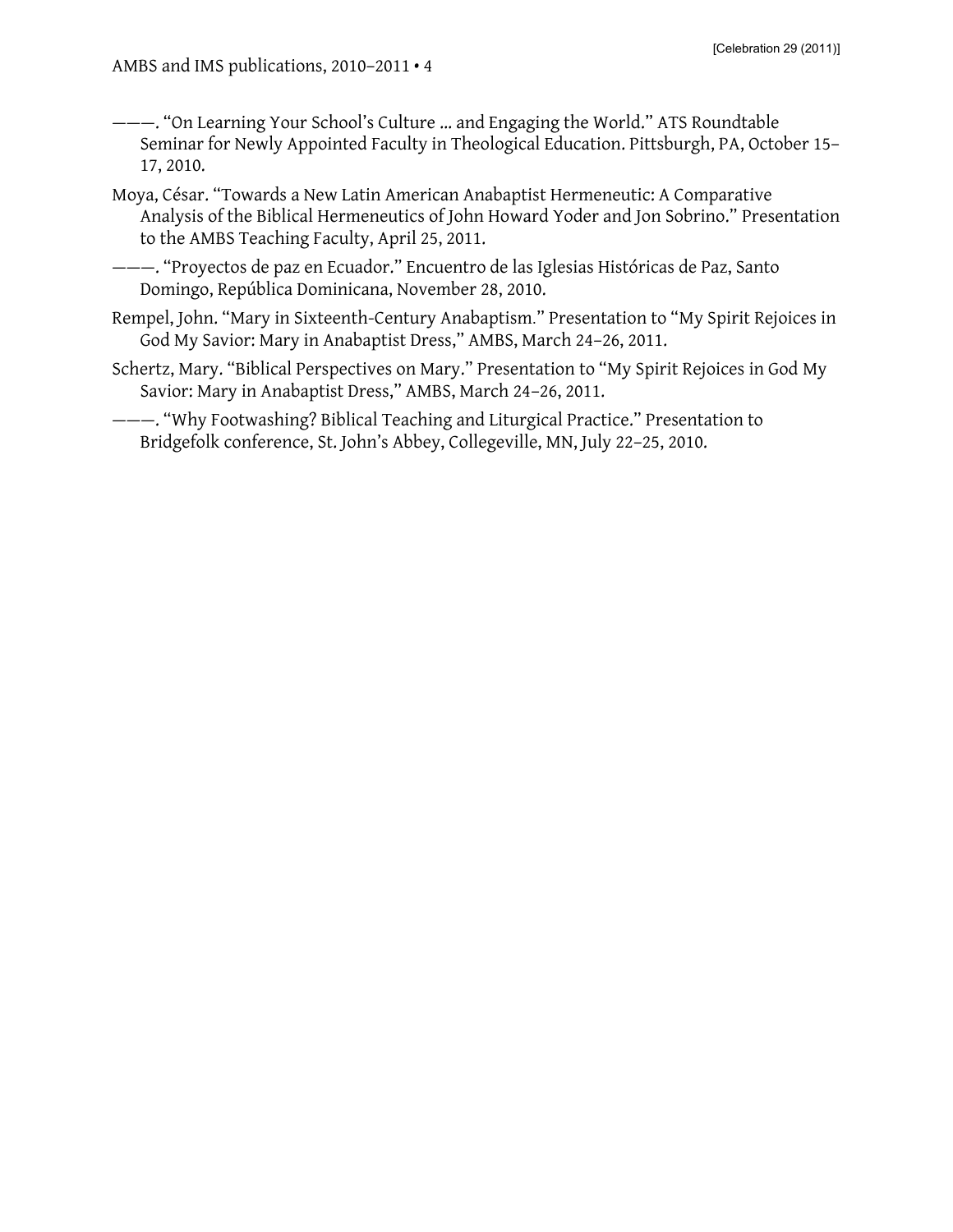———. “On Learning Your School’s Culture … and Engaging the World.” ATS Roundtable Seminar for Newly Appointed Faculty in Theological Education. Pittsburgh, PA, October 15–17, 2010.

Moya, César. “Towards a New Latin American Anabaptist Hermeneutic: A Comparative Analysis of the Biblical Hermeneutics of John Howard Yoder and Jon Sobrino.” Presentation to the AMBS Teaching Faculty, April 25, 2011.

———. “Proyectos de paz en Ecuador.” Encuentro de las Iglesias Históricas de Paz, Santo Domingo, República Dominicana, November 28, 2010.

Rempel, John. “Mary in Sixteenth-Century Anabaptism.” Presentation to “My Spirit Rejoices in God My Savior: Mary in Anabaptist Dress,” AMBS, March 24–26, 2011.

Schertz, Mary. “Biblical Perspectives on Mary.” Presentation to “My Spirit Rejoices in God My Savior: Mary in Anabaptist Dress,” AMBS, March 24–26, 2011.

———. “Why Footwashing? Biblical Teaching and Liturgical Practice.” Presentation to Bridgefolk conference, St. John’s Abbey, Collegeville, MN, July 22–25, 2010.